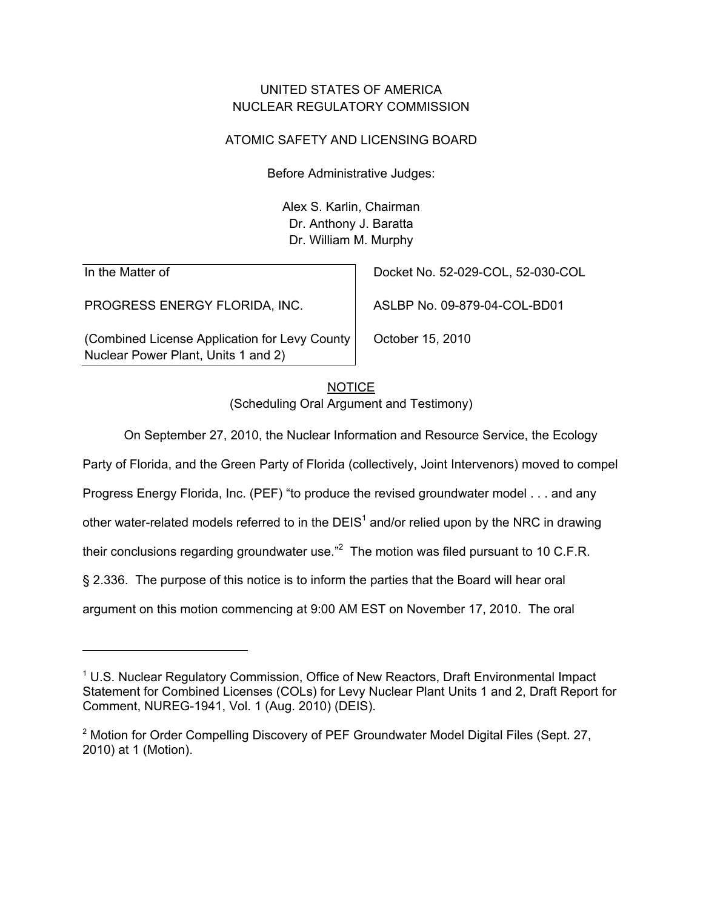UNITED STATES OF AMERICA
NUCLEAR REGULATORY COMMISSION

ATOMIC SAFETY AND LICENSING BOARD

Before Administrative Judges:

Alex S. Karlin, Chairman
Dr. Anthony J. Baratta
Dr. William M. Murphy

| In the Matter of | Docket No. 52-029-COL, 52-030-COL |
|---|---|
| PROGRESS ENERGY FLORIDA, INC. | ASLBP No. 09-879-04-COL-BD01 |
| (Combined License Application for Levy County Nuclear Power Plant, Units 1 and 2) | October 15, 2010 |

NOTICE
(Scheduling Oral Argument and Testimony)

On September 27, 2010, the Nuclear Information and Resource Service, the Ecology Party of Florida, and the Green Party of Florida (collectively, Joint Intervenors) moved to compel Progress Energy Florida, Inc. (PEF) "to produce the revised groundwater model . . . and any other water-related models referred to in the DEIS[1] and/or relied upon by the NRC in drawing their conclusions regarding groundwater use."[2] The motion was filed pursuant to 10 C.F.R. § 2.336. The purpose of this notice is to inform the parties that the Board will hear oral argument on this motion commencing at 9:00 AM EST on November 17, 2010. The oral

[1] U.S. Nuclear Regulatory Commission, Office of New Reactors, Draft Environmental Impact Statement for Combined Licenses (COLs) for Levy Nuclear Plant Units 1 and 2, Draft Report for Comment, NUREG-1941, Vol. 1 (Aug. 2010) (DEIS).

[2] Motion for Order Compelling Discovery of PEF Groundwater Model Digital Files (Sept. 27, 2010) at 1 (Motion).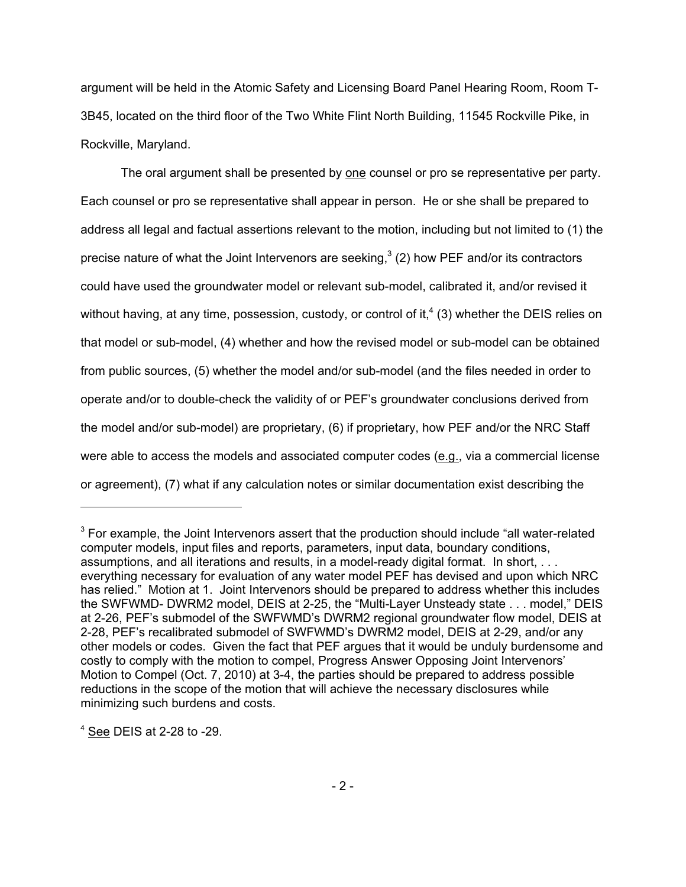argument will be held in the Atomic Safety and Licensing Board Panel Hearing Room, Room T-3B45, located on the third floor of the Two White Flint North Building, 11545 Rockville Pike, in Rockville, Maryland.

The oral argument shall be presented by <u>one</u> counsel or pro se representative per party. Each counsel or pro se representative shall appear in person. He or she shall be prepared to address all legal and factual assertions relevant to the motion, including but not limited to (1) the precise nature of what the Joint Intervenors are seeking,[3] (2) how PEF and/or its contractors could have used the groundwater model or relevant sub-model, calibrated it, and/or revised it without having, at any time, possession, custody, or control of it,[4] (3) whether the DEIS relies on that model or sub-model, (4) whether and how the revised model or sub-model can be obtained from public sources, (5) whether the model and/or sub-model (and the files needed in order to operate and/or to double-check the validity of or PEF's groundwater conclusions derived from the model and/or sub-model) are proprietary, (6) if proprietary, how PEF and/or the NRC Staff were able to access the models and associated computer codes (<u>e.g.</u>, via a commercial license or agreement), (7) what if any calculation notes or similar documentation exist describing the

---

[3] For example, the Joint Intervenors assert that the production should include "all water-related computer models, input files and reports, parameters, input data, boundary conditions, assumptions, and all iterations and results, in a model-ready digital format. In short, . . . everything necessary for evaluation of any water model PEF has devised and upon which NRC has relied." Motion at 1. Joint Intervenors should be prepared to address whether this includes the SWFWMD- DWRM2 model, DEIS at 2-25, the "Multi-Layer Unsteady state . . . model," DEIS at 2-26, PEF's submodel of the SWFWMD's DWRM2 regional groundwater flow model, DEIS at 2-28, PEF's recalibrated submodel of SWFWMD's DWRM2 model, DEIS at 2-29, and/or any other models or codes. Given the fact that PEF argues that it would be unduly burdensome and costly to comply with the motion to compel, Progress Answer Opposing Joint Intervenors' Motion to Compel (Oct. 7, 2010) at 3-4, the parties should be prepared to address possible reductions in the scope of the motion that will achieve the necessary disclosures while minimizing such burdens and costs.

[4] <u>See</u> DEIS at 2-28 to -29.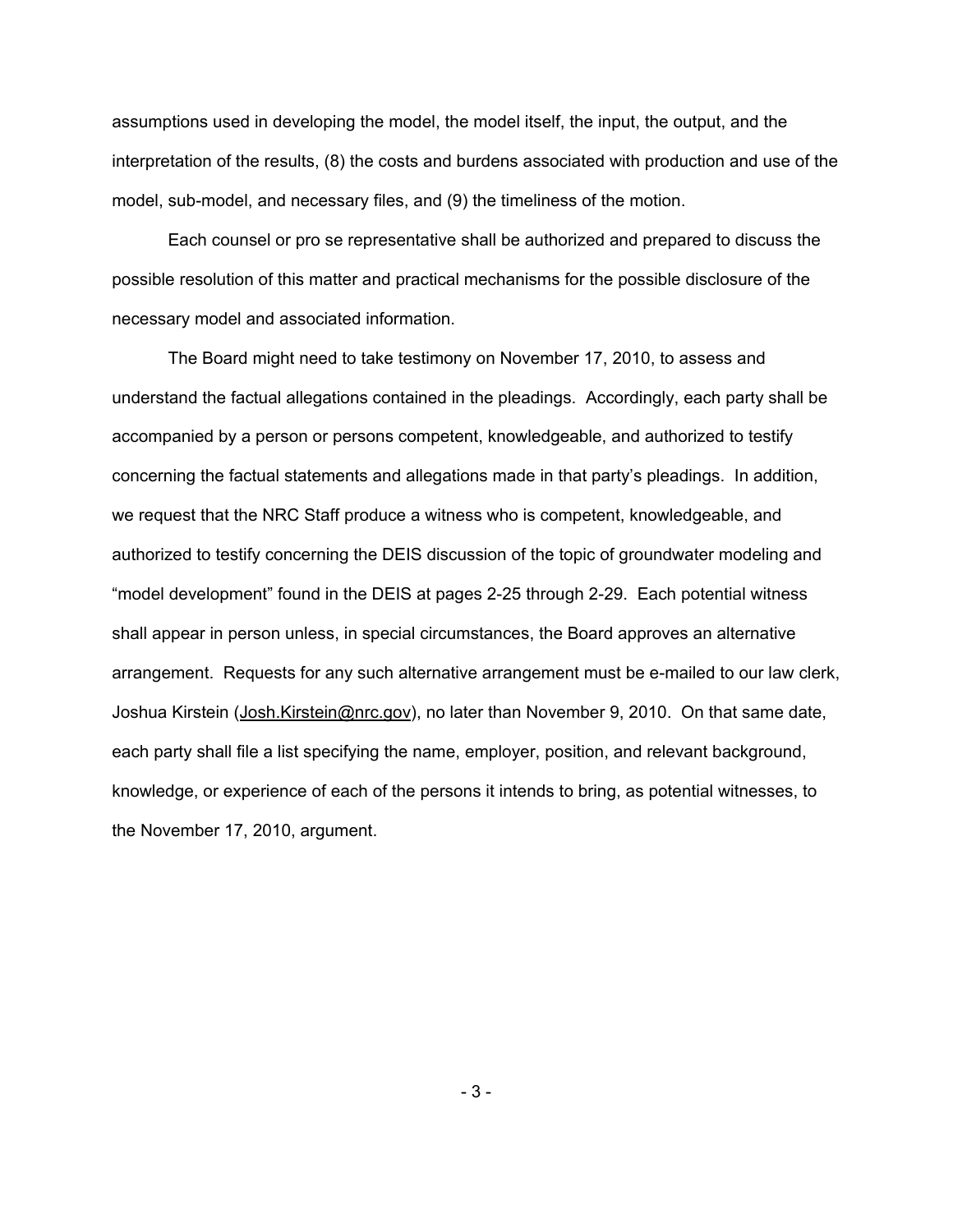assumptions used in developing the model, the model itself, the input, the output, and the interpretation of the results, (8) the costs and burdens associated with production and use of the model, sub-model, and necessary files, and (9) the timeliness of the motion.

Each counsel or pro se representative shall be authorized and prepared to discuss the possible resolution of this matter and practical mechanisms for the possible disclosure of the necessary model and associated information.

The Board might need to take testimony on November 17, 2010, to assess and understand the factual allegations contained in the pleadings. Accordingly, each party shall be accompanied by a person or persons competent, knowledgeable, and authorized to testify concerning the factual statements and allegations made in that party's pleadings. In addition, we request that the NRC Staff produce a witness who is competent, knowledgeable, and authorized to testify concerning the DEIS discussion of the topic of groundwater modeling and "model development" found in the DEIS at pages 2-25 through 2-29. Each potential witness shall appear in person unless, in special circumstances, the Board approves an alternative arrangement. Requests for any such alternative arrangement must be e-mailed to our law clerk, Joshua Kirstein (Josh.Kirstein@nrc.gov), no later than November 9, 2010. On that same date, each party shall file a list specifying the name, employer, position, and relevant background, knowledge, or experience of each of the persons it intends to bring, as potential witnesses, to the November 17, 2010, argument.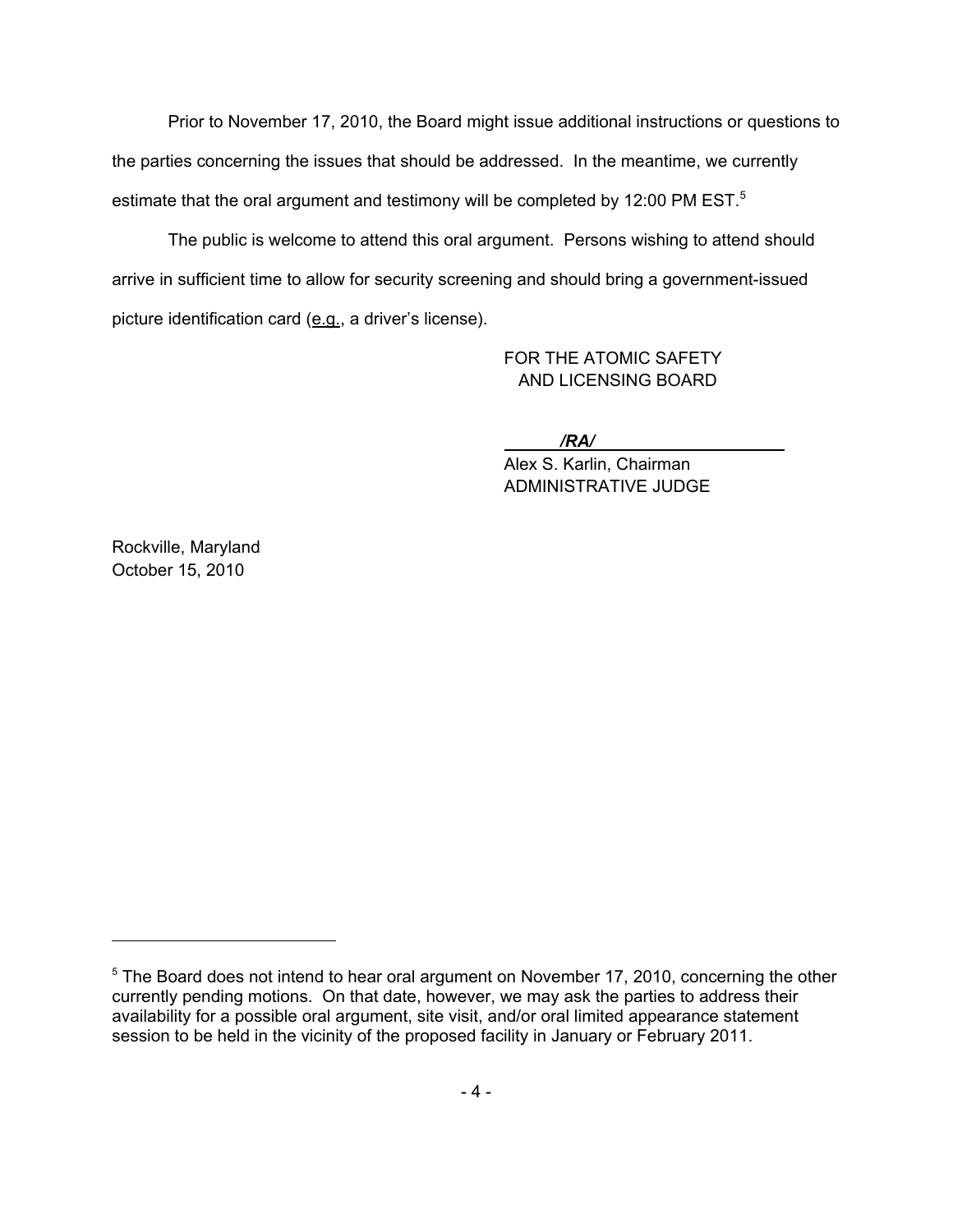Prior to November 17, 2010, the Board might issue additional instructions or questions to the parties concerning the issues that should be addressed. In the meantime, we currently estimate that the oral argument and testimony will be completed by 12:00 PM EST.[5]

The public is welcome to attend this oral argument. Persons wishing to attend should arrive in sufficient time to allow for security screening and should bring a government-issued picture identification card (e.g., a driver's license).

FOR THE ATOMIC SAFETY
AND LICENSING BOARD

***/RA/***

Alex S. Karlin, Chairman
ADMINISTRATIVE JUDGE

Rockville, Maryland
October 15, 2010

---

[5] The Board does not intend to hear oral argument on November 17, 2010, concerning the other currently pending motions. On that date, however, we may ask the parties to address their availability for a possible oral argument, site visit, and/or oral limited appearance statement session to be held in the vicinity of the proposed facility in January or February 2011.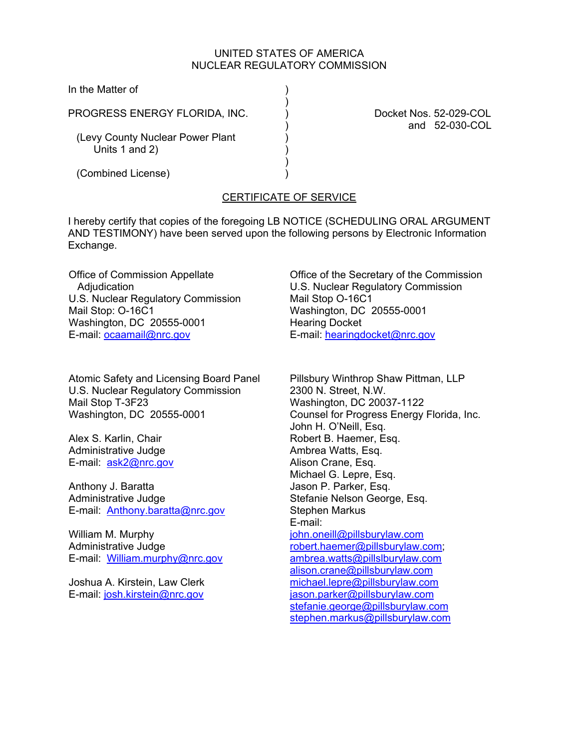UNITED STATES OF AMERICA
NUCLEAR REGULATORY COMMISSION

| | | |
|---|---|---|
| In the Matter of | ) | |
| | ) | |
| PROGRESS ENERGY FLORIDA, INC. | ) | Docket Nos. 52-029-COL |
| | ) | and 52-030-COL |
| (Levy County Nuclear Power Plant Units 1 and 2) | ) | |
| | ) | |
| (Combined License) | ) | |

CERTIFICATE OF SERVICE

I hereby certify that copies of the foregoing LB NOTICE (SCHEDULING ORAL ARGUMENT AND TESTIMONY) have been served upon the following persons by Electronic Information Exchange.

Office of Commission Appellate Adjudication
U.S. Nuclear Regulatory Commission
Mail Stop: O-16C1
Washington, DC 20555-0001
E-mail: ocaamail@nrc.gov

Office of the Secretary of the Commission
U.S. Nuclear Regulatory Commission
Mail Stop O-16C1
Washington, DC 20555-0001
Hearing Docket
E-mail: hearingdocket@nrc.gov

Atomic Safety and Licensing Board Panel
U.S. Nuclear Regulatory Commission
Mail Stop T-3F23
Washington, DC 20555-0001

Alex S. Karlin, Chair
Administrative Judge
E-mail: ask2@nrc.gov

Anthony J. Baratta
Administrative Judge
E-mail: Anthony.baratta@nrc.gov

William M. Murphy
Administrative Judge
E-mail: William.murphy@nrc.gov

Joshua A. Kirstein, Law Clerk
E-mail: josh.kirstein@nrc.gov

Pillsbury Winthrop Shaw Pittman, LLP
2300 N. Street, N.W.
Washington, DC 20037-1122
Counsel for Progress Energy Florida, Inc.
John H. O'Neill, Esq.
Robert B. Haemer, Esq.
Ambrea Watts, Esq.
Alison Crane, Esq.
Michael G. Lepre, Esq.
Jason P. Parker, Esq.
Stefanie Nelson George, Esq.
Stephen Markus
E-mail:
john.oneill@pillsburylaw.com
robert.haemer@pillsburylaw.com;
ambrea.watts@pillslburylaw.com
alison.crane@pillsburylaw.com
michael.lepre@pillsburylaw.com
jason.parker@pillsburylaw.com
stefanie.george@pillsburylaw.com
stephen.markus@pillsburylaw.com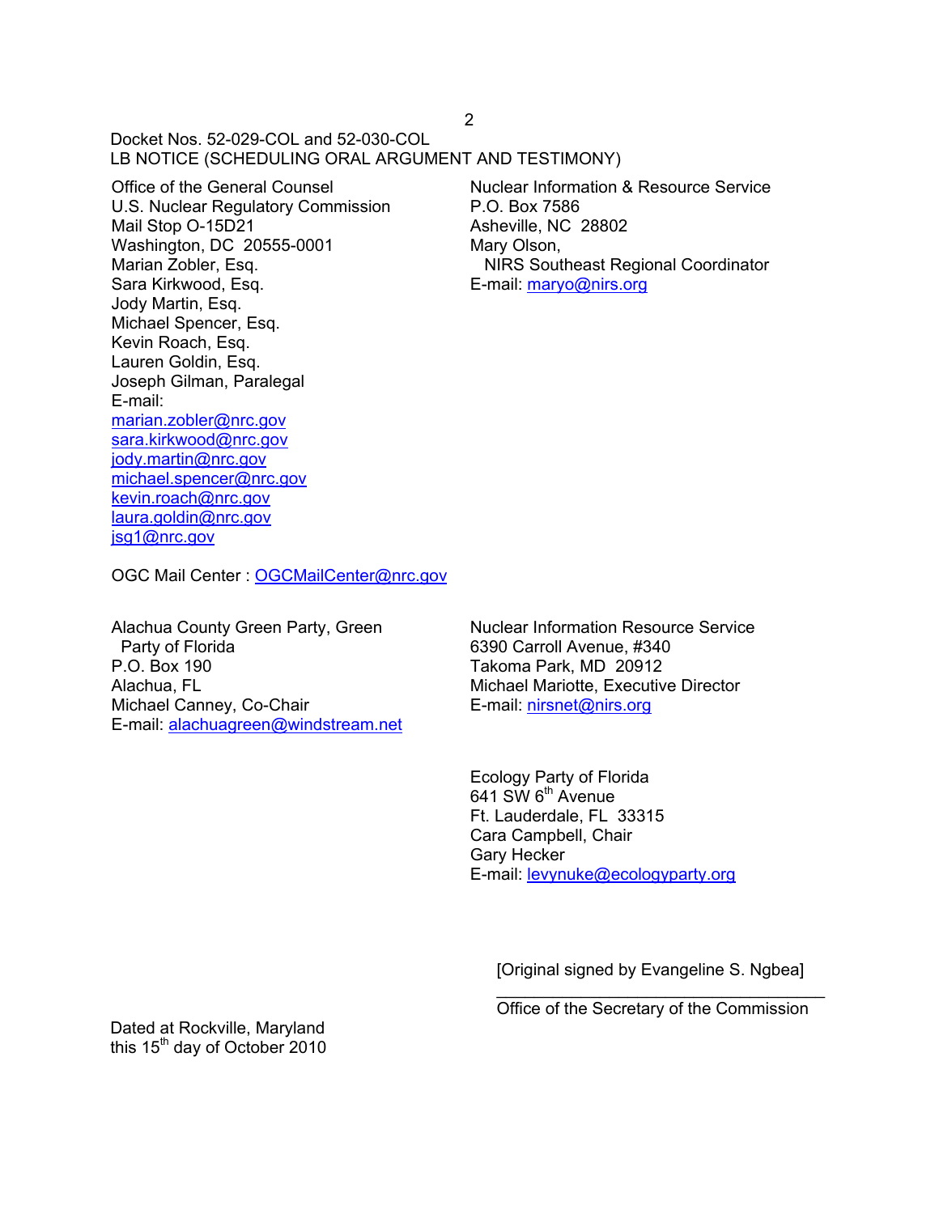Docket Nos. 52-029-COL and 52-030-COL
LB NOTICE (SCHEDULING ORAL ARGUMENT AND TESTIMONY)

Office of the General Counsel
U.S. Nuclear Regulatory Commission
Mail Stop O-15D21
Washington, DC 20555-0001
Marian Zobler, Esq.
Sara Kirkwood, Esq.
Jody Martin, Esq.
Michael Spencer, Esq.
Kevin Roach, Esq.
Lauren Goldin, Esq.
Joseph Gilman, Paralegal
E-mail:
marian.zobler@nrc.gov
sara.kirkwood@nrc.gov
jody.martin@nrc.gov
michael.spencer@nrc.gov
kevin.roach@nrc.gov
laura.goldin@nrc.gov
jsg1@nrc.gov

OGC Mail Center : OGCMailCenter@nrc.gov

Nuclear Information & Resource Service
P.O. Box 7586
Asheville, NC 28802
Mary Olson,
NIRS Southeast Regional Coordinator
E-mail: maryo@nirs.org

Alachua County Green Party, Green Party of Florida
P.O. Box 190
Alachua, FL
Michael Canney, Co-Chair
E-mail: alachuagreen@windstream.net

Nuclear Information Resource Service
6390 Carroll Avenue, #340
Takoma Park, MD 20912
Michael Mariotte, Executive Director
E-mail: nirsnet@nirs.org

Ecology Party of Florida
641 SW 6th Avenue
Ft. Lauderdale, FL 33315
Cara Campbell, Chair
Gary Hecker
E-mail: levynuke@ecologyparty.org

[Original signed by Evangeline S. Ngbea]
\_\_\_\_\_\_\_\_\_\_\_\_\_\_\_\_\_\_\_\_\_\_\_\_\_\_\_\_\_\_\_\_\_\_\_\_
Office of the Secretary of the Commission

Dated at Rockville, Maryland
this 15th day of October 2010